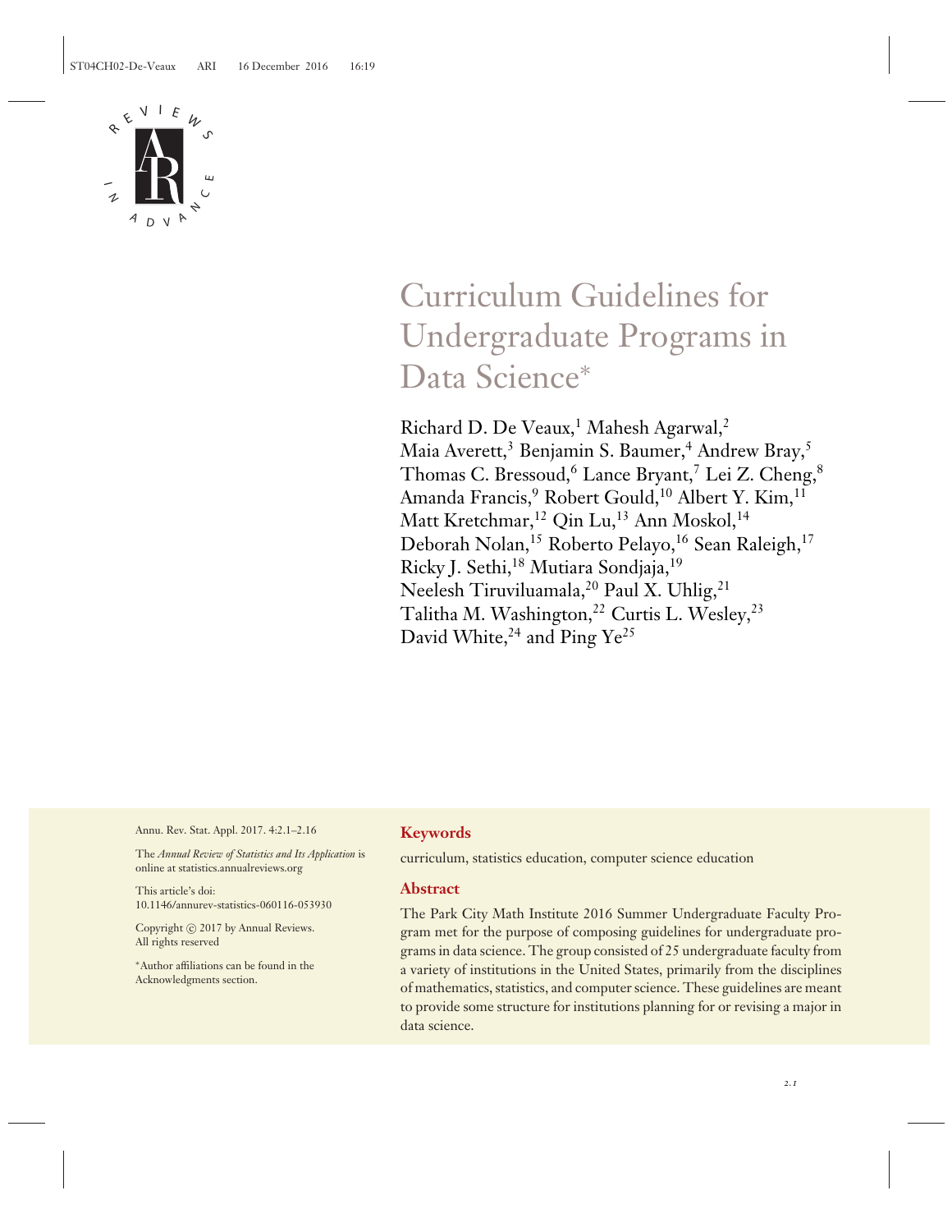# Curriculum Guidelines for Undergraduate Programs in Data Science*

Richard D. De Veaux,[1] Mahesh Agarwal,[2] Maia Averett,[3] Benjamin S. Baumer,[4] Andrew Bray,[5] Thomas C. Bressoud,[6] Lance Bryant,[7] Lei Z. Cheng,[8] Amanda Francis,[9] Robert Gould,[10] Albert Y. Kim,[11] Matt Kretchmar,[12] Qin Lu,[13] Ann Moskol,[14] Deborah Nolan,[15] Roberto Pelayo,[16] Sean Raleigh,[17] Ricky J. Sethi,[18] Mutiara Sondjaja,[19] Neelesh Tiruviluamala,[20] Paul X. Uhlig,[21] Talitha M. Washington,[22] Curtis L. Wesley,[23] David White,[24] and Ping Ye[25]

Annu. Rev. Stat. Appl. 2017. 4:2.1–2.16

The *Annual Review of Statistics and Its Application* is online at statistics.annualreviews.org

This article's doi: 10.1146/annurev-statistics-060116-053930

Copyright © 2017 by Annual Reviews. All rights reserved

*Author affiliations can be found in the Acknowledgments section.

## Keywords

curriculum, statistics education, computer science education

## Abstract

The Park City Math Institute 2016 Summer Undergraduate Faculty Program met for the purpose of composing guidelines for undergraduate programs in data science. The group consisted of 25 undergraduate faculty from a variety of institutions in the United States, primarily from the disciplines of mathematics, statistics, and computer science. These guidelines are meant to provide some structure for institutions planning for or revising a major in data science.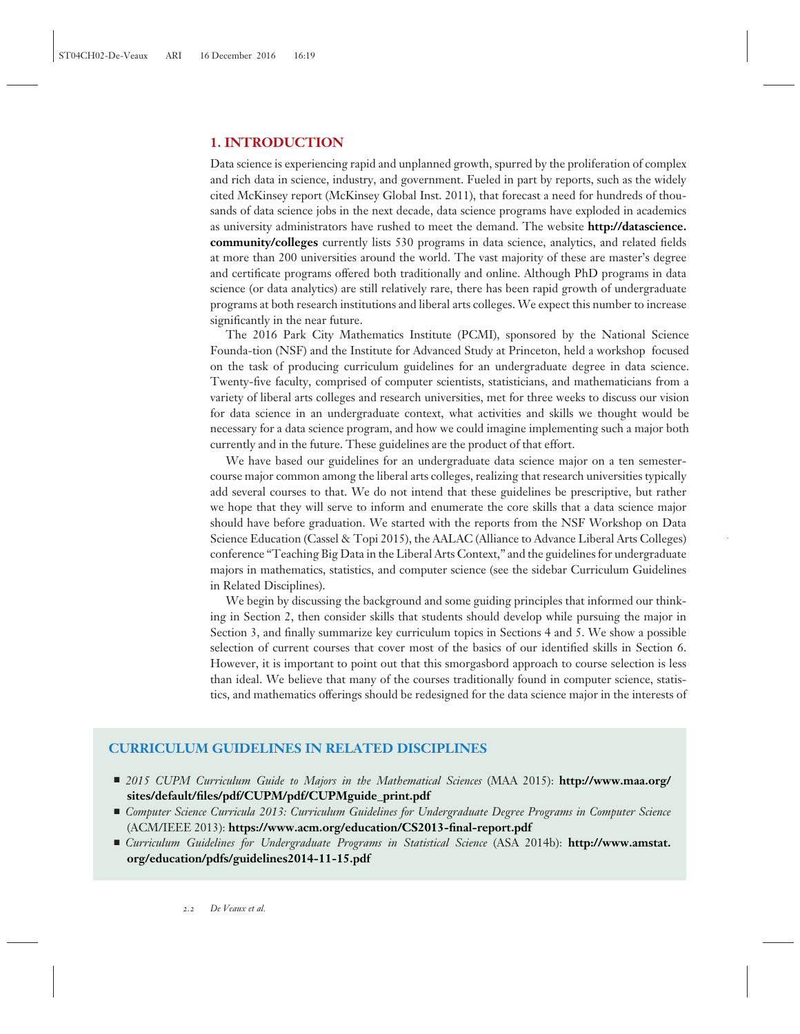## 1. INTRODUCTION

Data science is experiencing rapid and unplanned growth, spurred by the proliferation of complex and rich data in science, industry, and government. Fueled in part by reports, such as the widely cited McKinsey report (McKinsey Global Inst. 2011), that forecast a need for hundreds of thousands of data science jobs in the next decade, data science programs have exploded in academics as university administrators have rushed to meet the demand. The website **http://datascience.community/colleges** currently lists 530 programs in data science, analytics, and related fields at more than 200 universities around the world. The vast majority of these are master's degree and certificate programs offered both traditionally and online. Although PhD programs in data science (or data analytics) are still relatively rare, there has been rapid growth of undergraduate programs at both research institutions and liberal arts colleges. We expect this number to increase significantly in the near future.

The 2016 Park City Mathematics Institute (PCMI), sponsored by the National Science Founda-tion (NSF) and the Institute for Advanced Study at Princeton, held a workshop focused on the task of producing curriculum guidelines for an undergraduate degree in data science. Twenty-five faculty, comprised of computer scientists, statisticians, and mathematicians from a variety of liberal arts colleges and research universities, met for three weeks to discuss our vision for data science in an undergraduate context, what activities and skills we thought would be necessary for a data science program, and how we could imagine implementing such a major both currently and in the future. These guidelines are the product of that effort.

We have based our guidelines for an undergraduate data science major on a ten semester-course major common among the liberal arts colleges, realizing that research universities typically add several courses to that. We do not intend that these guidelines be prescriptive, but rather we hope that they will serve to inform and enumerate the core skills that a data science major should have before graduation. We started with the reports from the NSF Workshop on Data Science Education (Cassel & Topi 2015), the AALAC (Alliance to Advance Liberal Arts Colleges) conference "Teaching Big Data in the Liberal Arts Context," and the guidelines for undergraduate majors in mathematics, statistics, and computer science (see the sidebar Curriculum Guidelines in Related Disciplines).

We begin by discussing the background and some guiding principles that informed our thinking in Section 2, then consider skills that students should develop while pursuing the major in Section 3, and finally summarize key curriculum topics in Sections 4 and 5. We show a possible selection of current courses that cover most of the basics of our identified skills in Section 6. However, it is important to point out that this smorgasbord approach to course selection is less than ideal. We believe that many of the courses traditionally found in computer science, statistics, and mathematics offerings should be redesigned for the data science major in the interests of

### CURRICULUM GUIDELINES IN RELATED DISCIPLINES

- *2015 CUPM Curriculum Guide to Majors in the Mathematical Sciences* (MAA 2015): **http://www.maa.org/sites/default/files/pdf/CUPM/pdf/CUPMguide_print.pdf**
- *Computer Science Curricula 2013: Curriculum Guidelines for Undergraduate Degree Programs in Computer Science* (ACM/IEEE 2013): **https://www.acm.org/education/CS2013-final-report.pdf**
- *Curriculum Guidelines for Undergraduate Programs in Statistical Science* (ASA 2014b): **http://www.amstat.org/education/pdfs/guidelines2014-11-15.pdf**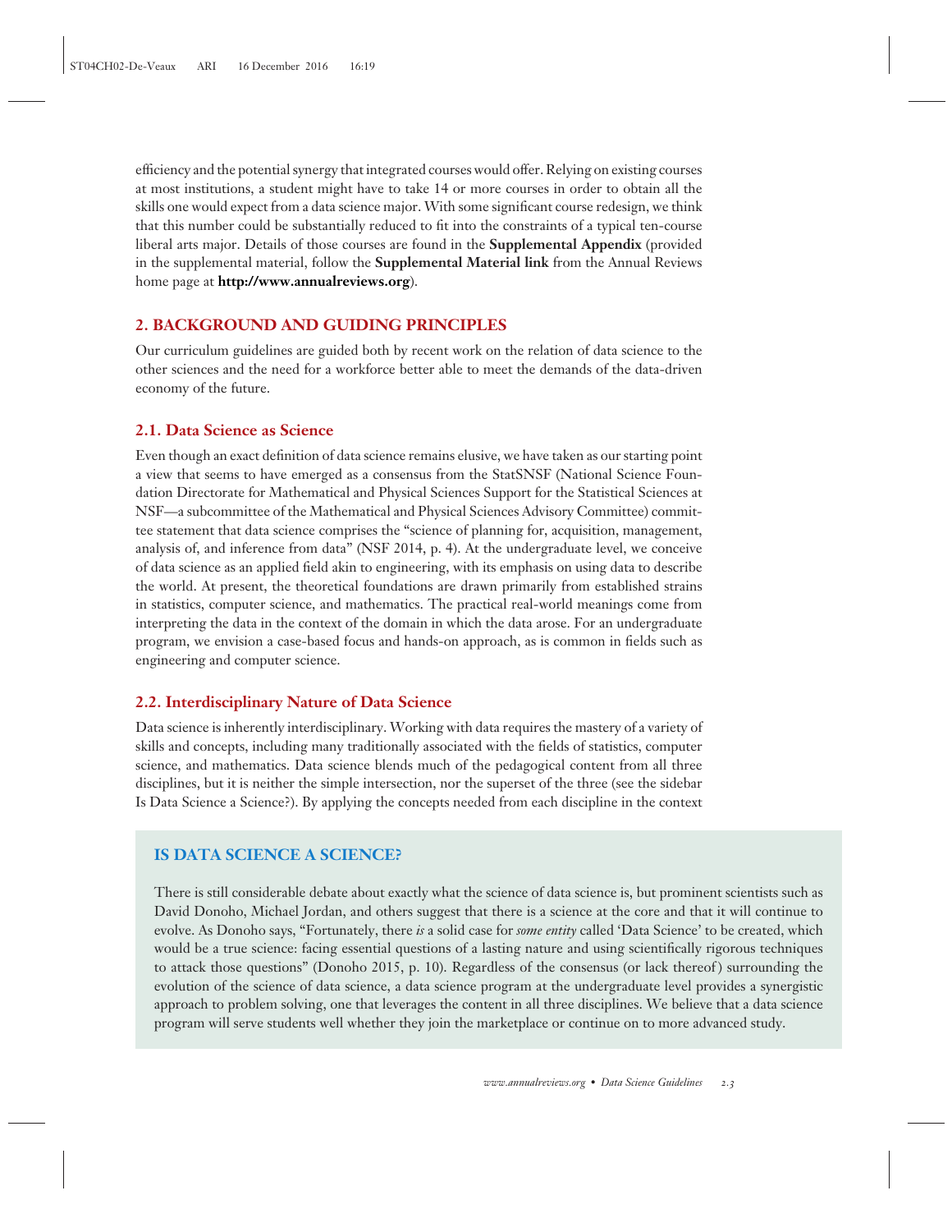efficiency and the potential synergy that integrated courses would offer. Relying on existing courses at most institutions, a student might have to take 14 or more courses in order to obtain all the skills one would expect from a data science major. With some significant course redesign, we think that this number could be substantially reduced to fit into the constraints of a typical ten-course liberal arts major. Details of those courses are found in the **Supplemental Appendix** (provided in the supplemental material, follow the **Supplemental Material link** from the Annual Reviews home page at **http://www.annualreviews.org**).

## 2. BACKGROUND AND GUIDING PRINCIPLES

Our curriculum guidelines are guided both by recent work on the relation of data science to the other sciences and the need for a workforce better able to meet the demands of the data-driven economy of the future.

### 2.1. Data Science as Science

Even though an exact definition of data science remains elusive, we have taken as our starting point a view that seems to have emerged as a consensus from the StatSNSF (National Science Foundation Directorate for Mathematical and Physical Sciences Support for the Statistical Sciences at NSF—a subcommittee of the Mathematical and Physical Sciences Advisory Committee) committee statement that data science comprises the "science of planning for, acquisition, management, analysis of, and inference from data" (NSF 2014, p. 4). At the undergraduate level, we conceive of data science as an applied field akin to engineering, with its emphasis on using data to describe the world. At present, the theoretical foundations are drawn primarily from established strains in statistics, computer science, and mathematics. The practical real-world meanings come from interpreting the data in the context of the domain in which the data arose. For an undergraduate program, we envision a case-based focus and hands-on approach, as is common in fields such as engineering and computer science.

### 2.2. Interdisciplinary Nature of Data Science

Data science is inherently interdisciplinary. Working with data requires the mastery of a variety of skills and concepts, including many traditionally associated with the fields of statistics, computer science, and mathematics. Data science blends much of the pedagogical content from all three disciplines, but it is neither the simple intersection, nor the superset of the three (see the sidebar Is Data Science a Science?). By applying the concepts needed from each discipline in the context

### IS DATA SCIENCE A SCIENCE?

There is still considerable debate about exactly what the science of data science is, but prominent scientists such as David Donoho, Michael Jordan, and others suggest that there is a science at the core and that it will continue to evolve. As Donoho says, "Fortunately, there *is* a solid case for *some entity* called 'Data Science' to be created, which would be a true science: facing essential questions of a lasting nature and using scientifically rigorous techniques to attack those questions" (Donoho 2015, p. 10). Regardless of the consensus (or lack thereof) surrounding the evolution of the science of data science, a data science program at the undergraduate level provides a synergistic approach to problem solving, one that leverages the content in all three disciplines. We believe that a data science program will serve students well whether they join the marketplace or continue on to more advanced study.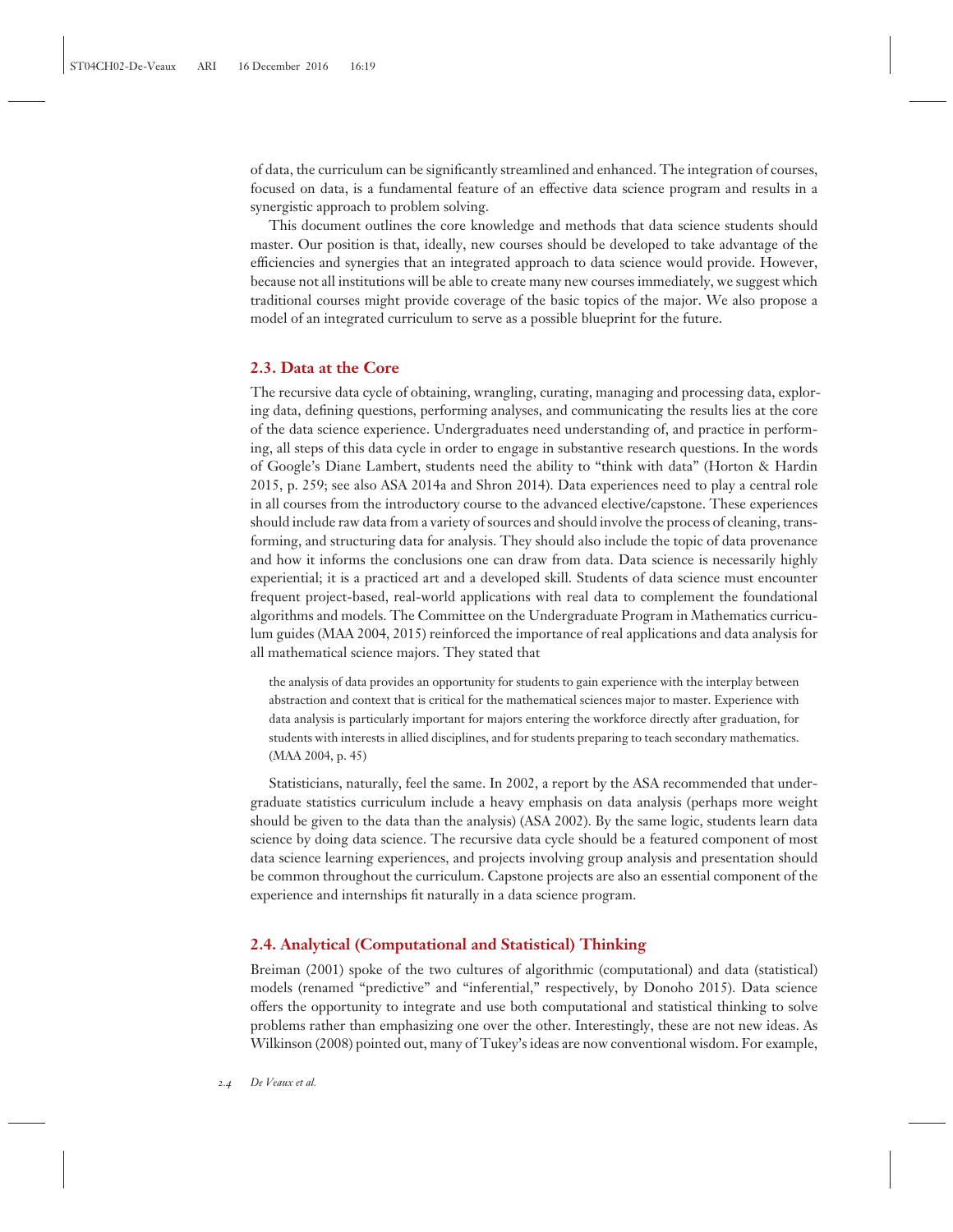of data, the curriculum can be significantly streamlined and enhanced. The integration of courses, focused on data, is a fundamental feature of an effective data science program and results in a synergistic approach to problem solving.

This document outlines the core knowledge and methods that data science students should master. Our position is that, ideally, new courses should be developed to take advantage of the efficiencies and synergies that an integrated approach to data science would provide. However, because not all institutions will be able to create many new courses immediately, we suggest which traditional courses might provide coverage of the basic topics of the major. We also propose a model of an integrated curriculum to serve as a possible blueprint for the future.

## 2.3. Data at the Core

The recursive data cycle of obtaining, wrangling, curating, managing and processing data, exploring data, defining questions, performing analyses, and communicating the results lies at the core of the data science experience. Undergraduates need understanding of, and practice in performing, all steps of this data cycle in order to engage in substantive research questions. In the words of Google's Diane Lambert, students need the ability to "think with data" (Horton & Hardin 2015, p. 259; see also ASA 2014a and Shron 2014). Data experiences need to play a central role in all courses from the introductory course to the advanced elective/capstone. These experiences should include raw data from a variety of sources and should involve the process of cleaning, transforming, and structuring data for analysis. They should also include the topic of data provenance and how it informs the conclusions one can draw from data. Data science is necessarily highly experiential; it is a practiced art and a developed skill. Students of data science must encounter frequent project-based, real-world applications with real data to complement the foundational algorithms and models. The Committee on the Undergraduate Program in Mathematics curriculum guides (MAA 2004, 2015) reinforced the importance of real applications and data analysis for all mathematical science majors. They stated that

> the analysis of data provides an opportunity for students to gain experience with the interplay between abstraction and context that is critical for the mathematical sciences major to master. Experience with data analysis is particularly important for majors entering the workforce directly after graduation, for students with interests in allied disciplines, and for students preparing to teach secondary mathematics. (MAA 2004, p. 45)

Statisticians, naturally, feel the same. In 2002, a report by the ASA recommended that undergraduate statistics curriculum include a heavy emphasis on data analysis (perhaps more weight should be given to the data than the analysis) (ASA 2002). By the same logic, students learn data science by doing data science. The recursive data cycle should be a featured component of most data science learning experiences, and projects involving group analysis and presentation should be common throughout the curriculum. Capstone projects are also an essential component of the experience and internships fit naturally in a data science program.

## 2.4. Analytical (Computational and Statistical) Thinking

Breiman (2001) spoke of the two cultures of algorithmic (computational) and data (statistical) models (renamed "predictive" and "inferential," respectively, by Donoho 2015). Data science offers the opportunity to integrate and use both computational and statistical thinking to solve problems rather than emphasizing one over the other. Interestingly, these are not new ideas. As Wilkinson (2008) pointed out, many of Tukey's ideas are now conventional wisdom. For example,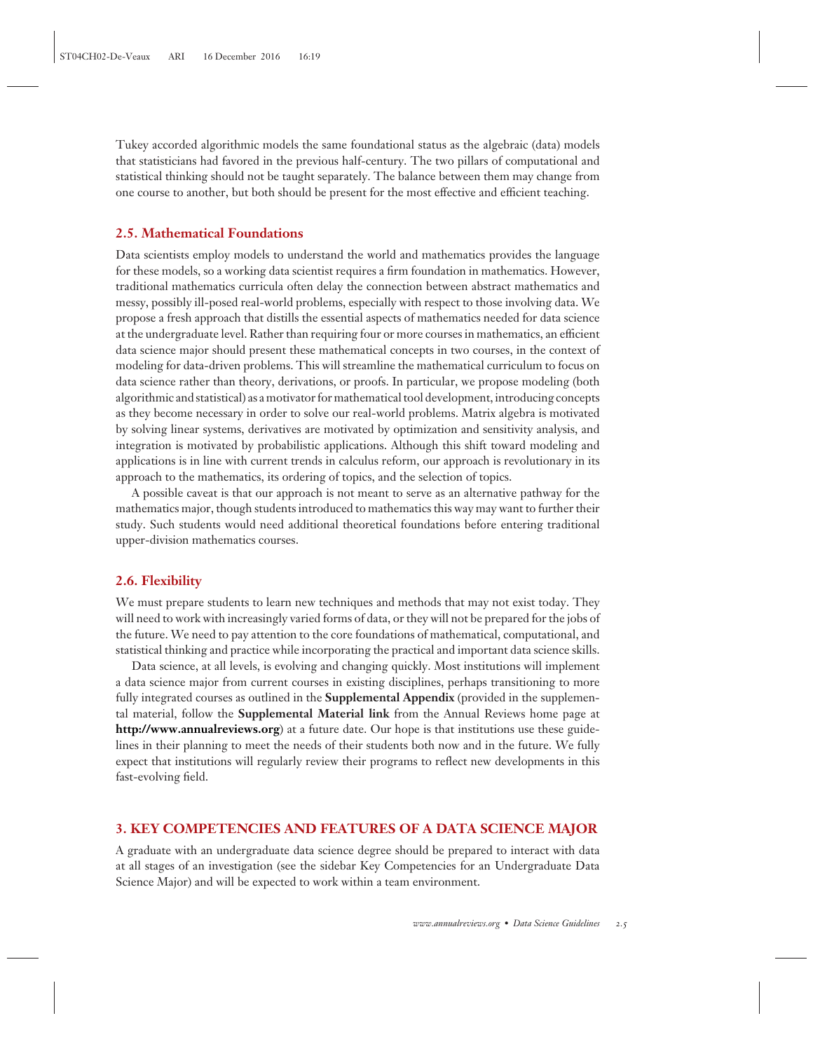Tukey accorded algorithmic models the same foundational status as the algebraic (data) models that statisticians had favored in the previous half-century. The two pillars of computational and statistical thinking should not be taught separately. The balance between them may change from one course to another, but both should be present for the most effective and efficient teaching.

## 2.5. Mathematical Foundations

Data scientists employ models to understand the world and mathematics provides the language for these models, so a working data scientist requires a firm foundation in mathematics. However, traditional mathematics curricula often delay the connection between abstract mathematics and messy, possibly ill-posed real-world problems, especially with respect to those involving data. We propose a fresh approach that distills the essential aspects of mathematics needed for data science at the undergraduate level. Rather than requiring four or more courses in mathematics, an efficient data science major should present these mathematical concepts in two courses, in the context of modeling for data-driven problems. This will streamline the mathematical curriculum to focus on data science rather than theory, derivations, or proofs. In particular, we propose modeling (both algorithmic and statistical) as a motivator for mathematical tool development, introducing concepts as they become necessary in order to solve our real-world problems. Matrix algebra is motivated by solving linear systems, derivatives are motivated by optimization and sensitivity analysis, and integration is motivated by probabilistic applications. Although this shift toward modeling and applications is in line with current trends in calculus reform, our approach is revolutionary in its approach to the mathematics, its ordering of topics, and the selection of topics.

A possible caveat is that our approach is not meant to serve as an alternative pathway for the mathematics major, though students introduced to mathematics this way may want to further their study. Such students would need additional theoretical foundations before entering traditional upper-division mathematics courses.

## 2.6. Flexibility

We must prepare students to learn new techniques and methods that may not exist today. They will need to work with increasingly varied forms of data, or they will not be prepared for the jobs of the future. We need to pay attention to the core foundations of mathematical, computational, and statistical thinking and practice while incorporating the practical and important data science skills.

Data science, at all levels, is evolving and changing quickly. Most institutions will implement a data science major from current courses in existing disciplines, perhaps transitioning to more fully integrated courses as outlined in the **Supplemental Appendix** (provided in the supplemental material, follow the **Supplemental Material link** from the Annual Reviews home page at **http://www.annualreviews.org**) at a future date. Our hope is that institutions use these guidelines in their planning to meet the needs of their students both now and in the future. We fully expect that institutions will regularly review their programs to reflect new developments in this fast-evolving field.

# 3. KEY COMPETENCIES AND FEATURES OF A DATA SCIENCE MAJOR

A graduate with an undergraduate data science degree should be prepared to interact with data at all stages of an investigation (see the sidebar Key Competencies for an Undergraduate Data Science Major) and will be expected to work within a team environment.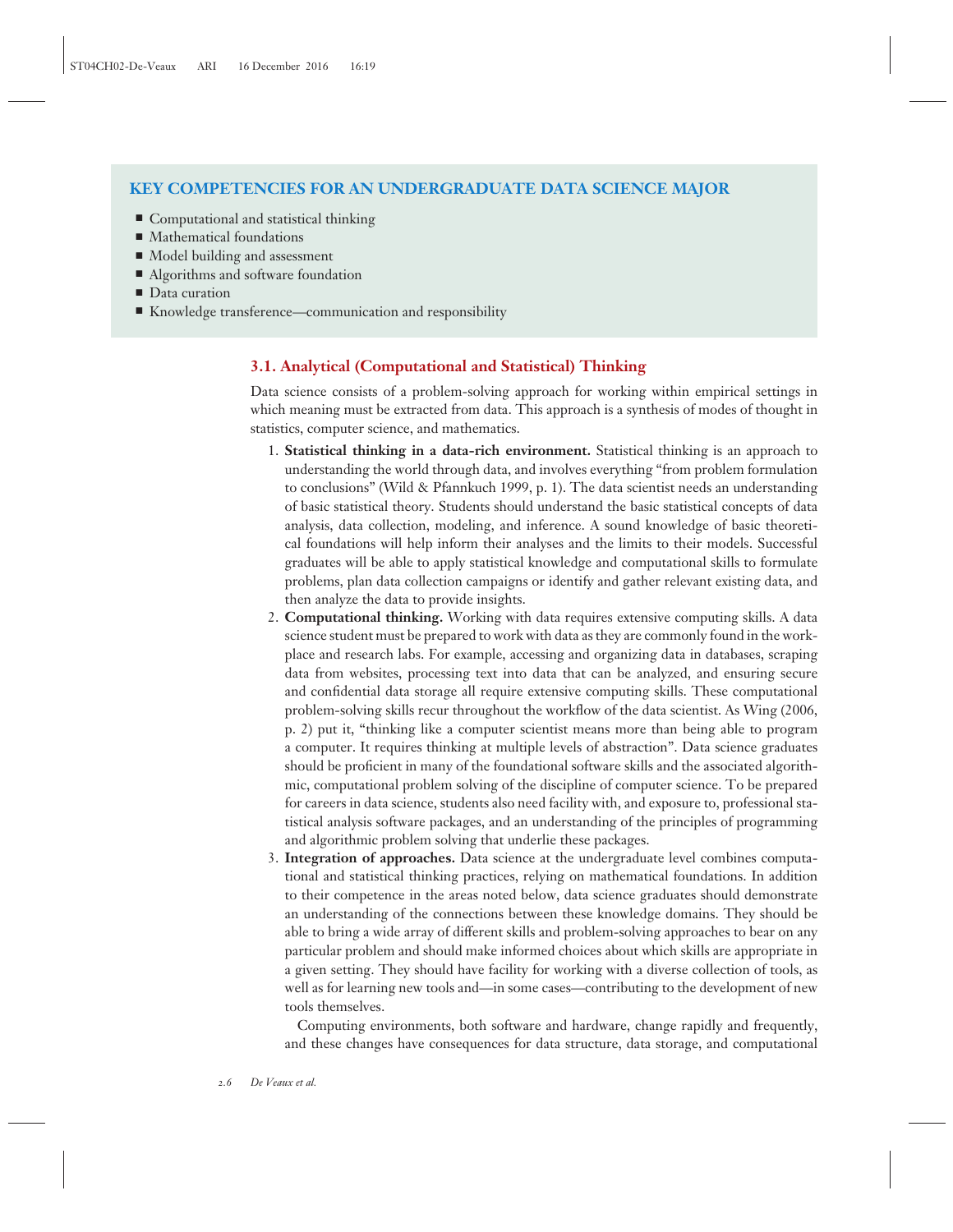## KEY COMPETENCIES FOR AN UNDERGRADUATE DATA SCIENCE MAJOR

- Computational and statistical thinking
- Mathematical foundations
- Model building and assessment
- Algorithms and software foundation
- Data curation
- Knowledge transference—communication and responsibility

### 3.1. Analytical (Computational and Statistical) Thinking

Data science consists of a problem-solving approach for working within empirical settings in which meaning must be extracted from data. This approach is a synthesis of modes of thought in statistics, computer science, and mathematics.

1. **Statistical thinking in a data-rich environment.** Statistical thinking is an approach to understanding the world through data, and involves everything "from problem formulation to conclusions" (Wild & Pfannkuch 1999, p. 1). The data scientist needs an understanding of basic statistical theory. Students should understand the basic statistical concepts of data analysis, data collection, modeling, and inference. A sound knowledge of basic theoretical foundations will help inform their analyses and the limits to their models. Successful graduates will be able to apply statistical knowledge and computational skills to formulate problems, plan data collection campaigns or identify and gather relevant existing data, and then analyze the data to provide insights.
2. **Computational thinking.** Working with data requires extensive computing skills. A data science student must be prepared to work with data as they are commonly found in the workplace and research labs. For example, accessing and organizing data in databases, scraping data from websites, processing text into data that can be analyzed, and ensuring secure and confidential data storage all require extensive computing skills. These computational problem-solving skills recur throughout the workflow of the data scientist. As Wing (2006, p. 2) put it, "thinking like a computer scientist means more than being able to program a computer. It requires thinking at multiple levels of abstraction". Data science graduates should be proficient in many of the foundational software skills and the associated algorithmic, computational problem solving of the discipline of computer science. To be prepared for careers in data science, students also need facility with, and exposure to, professional statistical analysis software packages, and an understanding of the principles of programming and algorithmic problem solving that underlie these packages.
3. **Integration of approaches.** Data science at the undergraduate level combines computational and statistical thinking practices, relying on mathematical foundations. In addition to their competence in the areas noted below, data science graduates should demonstrate an understanding of the connections between these knowledge domains. They should be able to bring a wide array of different skills and problem-solving approaches to bear on any particular problem and should make informed choices about which skills are appropriate in a given setting. They should have facility for working with a diverse collection of tools, as well as for learning new tools and—in some cases—contributing to the development of new tools themselves.

   Computing environments, both software and hardware, change rapidly and frequently, and these changes have consequences for data structure, data storage, and computational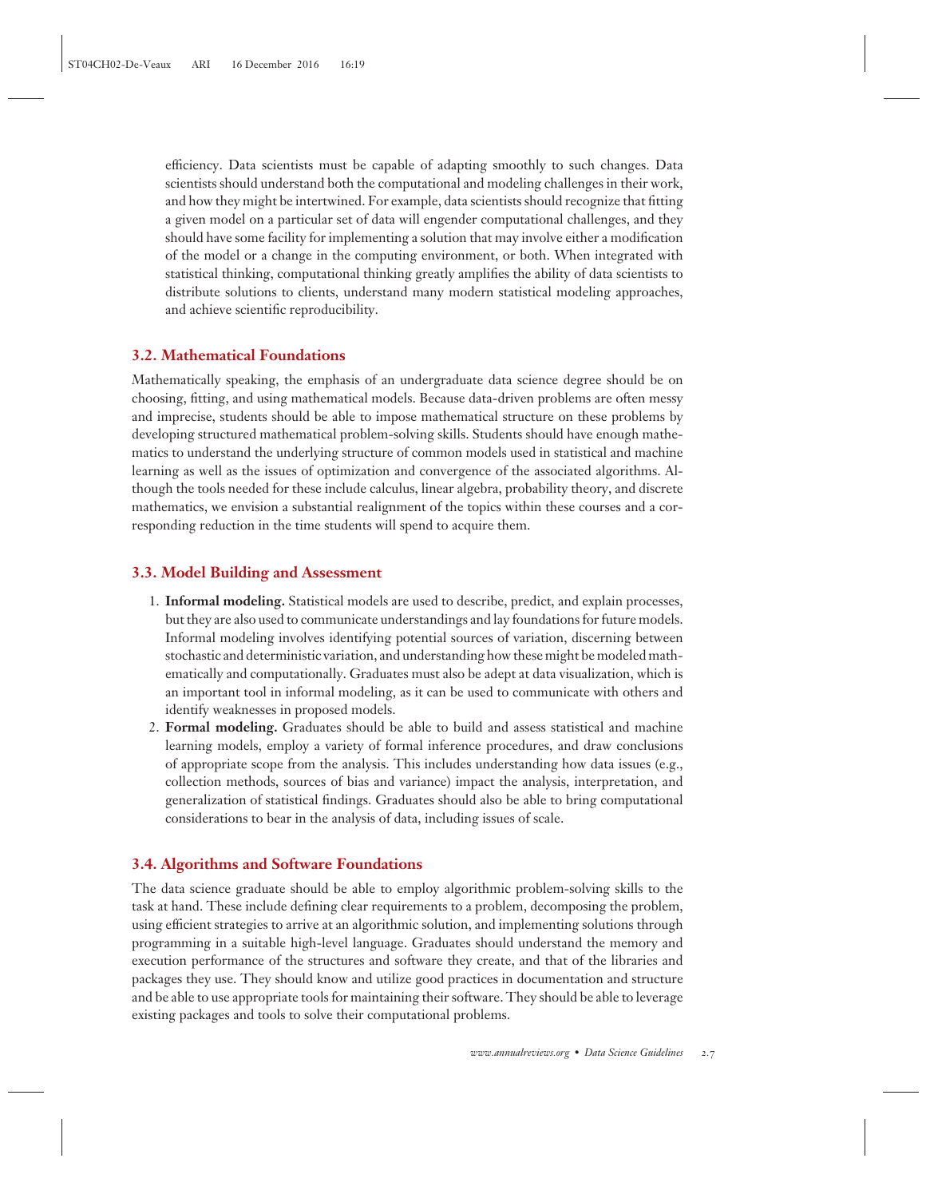efficiency. Data scientists must be capable of adapting smoothly to such changes. Data scientists should understand both the computational and modeling challenges in their work, and how they might be intertwined. For example, data scientists should recognize that fitting a given model on a particular set of data will engender computational challenges, and they should have some facility for implementing a solution that may involve either a modification of the model or a change in the computing environment, or both. When integrated with statistical thinking, computational thinking greatly amplifies the ability of data scientists to distribute solutions to clients, understand many modern statistical modeling approaches, and achieve scientific reproducibility.

### 3.2. Mathematical Foundations

Mathematically speaking, the emphasis of an undergraduate data science degree should be on choosing, fitting, and using mathematical models. Because data-driven problems are often messy and imprecise, students should be able to impose mathematical structure on these problems by developing structured mathematical problem-solving skills. Students should have enough mathematics to understand the underlying structure of common models used in statistical and machine learning as well as the issues of optimization and convergence of the associated algorithms. Although the tools needed for these include calculus, linear algebra, probability theory, and discrete mathematics, we envision a substantial realignment of the topics within these courses and a corresponding reduction in the time students will spend to acquire them.

### 3.3. Model Building and Assessment

1. **Informal modeling.** Statistical models are used to describe, predict, and explain processes, but they are also used to communicate understandings and lay foundations for future models. Informal modeling involves identifying potential sources of variation, discerning between stochastic and deterministic variation, and understanding how these might be modeled mathematically and computationally. Graduates must also be adept at data visualization, which is an important tool in informal modeling, as it can be used to communicate with others and identify weaknesses in proposed models.
2. **Formal modeling.** Graduates should be able to build and assess statistical and machine learning models, employ a variety of formal inference procedures, and draw conclusions of appropriate scope from the analysis. This includes understanding how data issues (e.g., collection methods, sources of bias and variance) impact the analysis, interpretation, and generalization of statistical findings. Graduates should also be able to bring computational considerations to bear in the analysis of data, including issues of scale.

### 3.4. Algorithms and Software Foundations

The data science graduate should be able to employ algorithmic problem-solving skills to the task at hand. These include defining clear requirements to a problem, decomposing the problem, using efficient strategies to arrive at an algorithmic solution, and implementing solutions through programming in a suitable high-level language. Graduates should understand the memory and execution performance of the structures and software they create, and that of the libraries and packages they use. They should know and utilize good practices in documentation and structure and be able to use appropriate tools for maintaining their software. They should be able to leverage existing packages and tools to solve their computational problems.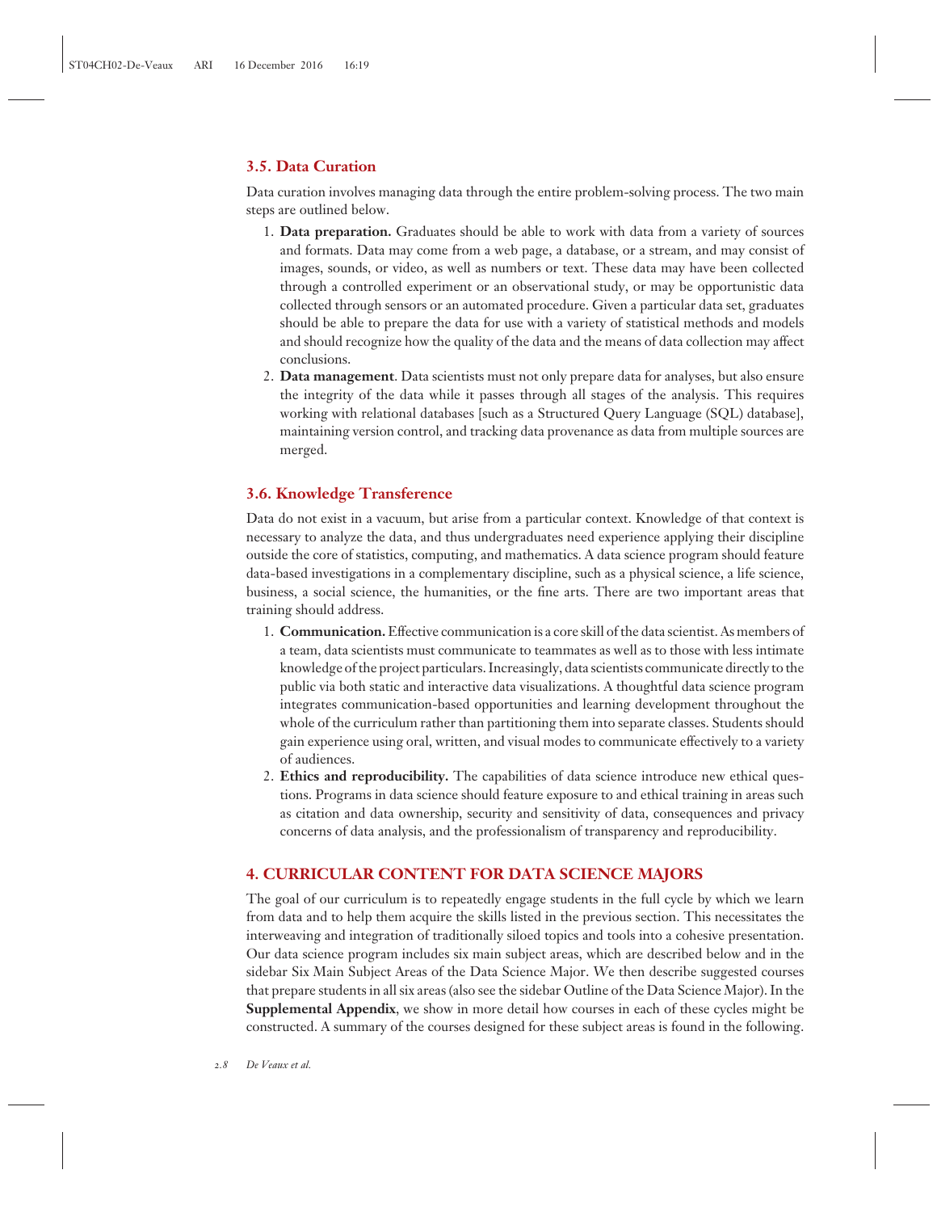### 3.5. Data Curation

Data curation involves managing data through the entire problem-solving process. The two main steps are outlined below.

1. **Data preparation.** Graduates should be able to work with data from a variety of sources and formats. Data may come from a web page, a database, or a stream, and may consist of images, sounds, or video, as well as numbers or text. These data may have been collected through a controlled experiment or an observational study, or may be opportunistic data collected through sensors or an automated procedure. Given a particular data set, graduates should be able to prepare the data for use with a variety of statistical methods and models and should recognize how the quality of the data and the means of data collection may affect conclusions.
2. **Data management**. Data scientists must not only prepare data for analyses, but also ensure the integrity of the data while it passes through all stages of the analysis. This requires working with relational databases [such as a Structured Query Language (SQL) database], maintaining version control, and tracking data provenance as data from multiple sources are merged.

### 3.6. Knowledge Transference

Data do not exist in a vacuum, but arise from a particular context. Knowledge of that context is necessary to analyze the data, and thus undergraduates need experience applying their discipline outside the core of statistics, computing, and mathematics. A data science program should feature data-based investigations in a complementary discipline, such as a physical science, a life science, business, a social science, the humanities, or the fine arts. There are two important areas that training should address.

1. **Communication.** Effective communication is a core skill of the data scientist. As members of a team, data scientists must communicate to teammates as well as to those with less intimate knowledge of the project particulars. Increasingly, data scientists communicate directly to the public via both static and interactive data visualizations. A thoughtful data science program integrates communication-based opportunities and learning development throughout the whole of the curriculum rather than partitioning them into separate classes. Students should gain experience using oral, written, and visual modes to communicate effectively to a variety of audiences.
2. **Ethics and reproducibility.** The capabilities of data science introduce new ethical questions. Programs in data science should feature exposure to and ethical training in areas such as citation and data ownership, security and sensitivity of data, consequences and privacy concerns of data analysis, and the professionalism of transparency and reproducibility.

## 4. CURRICULAR CONTENT FOR DATA SCIENCE MAJORS

The goal of our curriculum is to repeatedly engage students in the full cycle by which we learn from data and to help them acquire the skills listed in the previous section. This necessitates the interweaving and integration of traditionally siloed topics and tools into a cohesive presentation. Our data science program includes six main subject areas, which are described below and in the sidebar Six Main Subject Areas of the Data Science Major. We then describe suggested courses that prepare students in all six areas (also see the sidebar Outline of the Data Science Major). In the **Supplemental Appendix**, we show in more detail how courses in each of these cycles might be constructed. A summary of the courses designed for these subject areas is found in the following.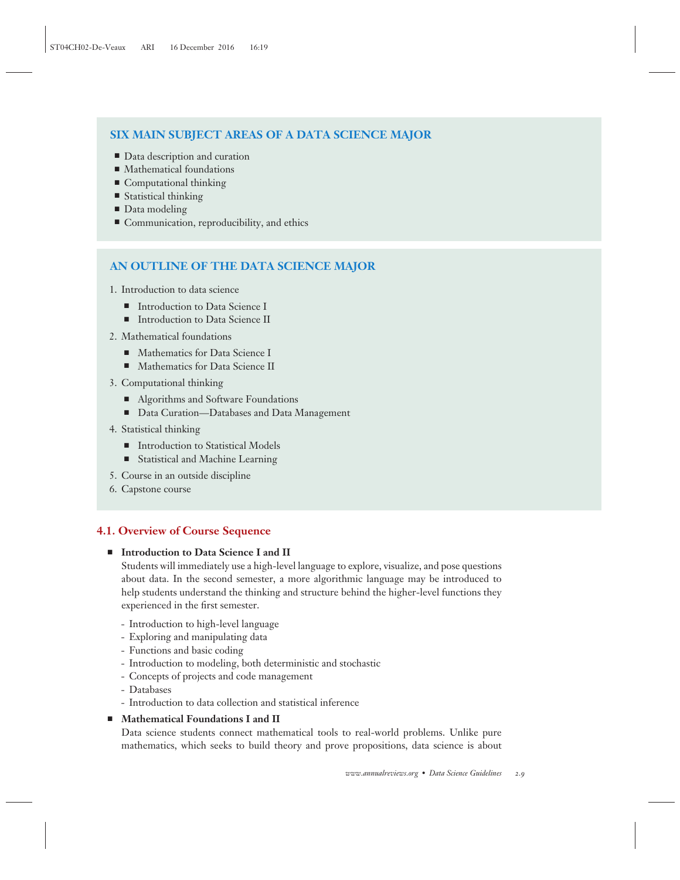## SIX MAIN SUBJECT AREAS OF A DATA SCIENCE MAJOR

- Data description and curation
- Mathematical foundations
- Computational thinking
- Statistical thinking
- Data modeling
- Communication, reproducibility, and ethics

## AN OUTLINE OF THE DATA SCIENCE MAJOR

1. Introduction to data science
   - Introduction to Data Science I
   - Introduction to Data Science II
2. Mathematical foundations
   - Mathematics for Data Science I
   - Mathematics for Data Science II
3. Computational thinking
   - Algorithms and Software Foundations
   - Data Curation—Databases and Data Management
4. Statistical thinking
   - Introduction to Statistical Models
   - Statistical and Machine Learning
5. Course in an outside discipline
6. Capstone course

### 4.1. Overview of Course Sequence

- **Introduction to Data Science I and II**
  
  Students will immediately use a high-level language to explore, visualize, and pose questions about data. In the second semester, a more algorithmic language may be introduced to help students understand the thinking and structure behind the higher-level functions they experienced in the first semester.
  
  - Introduction to high-level language
  - Exploring and manipulating data
  - Functions and basic coding
  - Introduction to modeling, both deterministic and stochastic
  - Concepts of projects and code management
  - Databases
  - Introduction to data collection and statistical inference

- **Mathematical Foundations I and II**
  
  Data science students connect mathematical tools to real-world problems. Unlike pure mathematics, which seeks to build theory and prove propositions, data science is about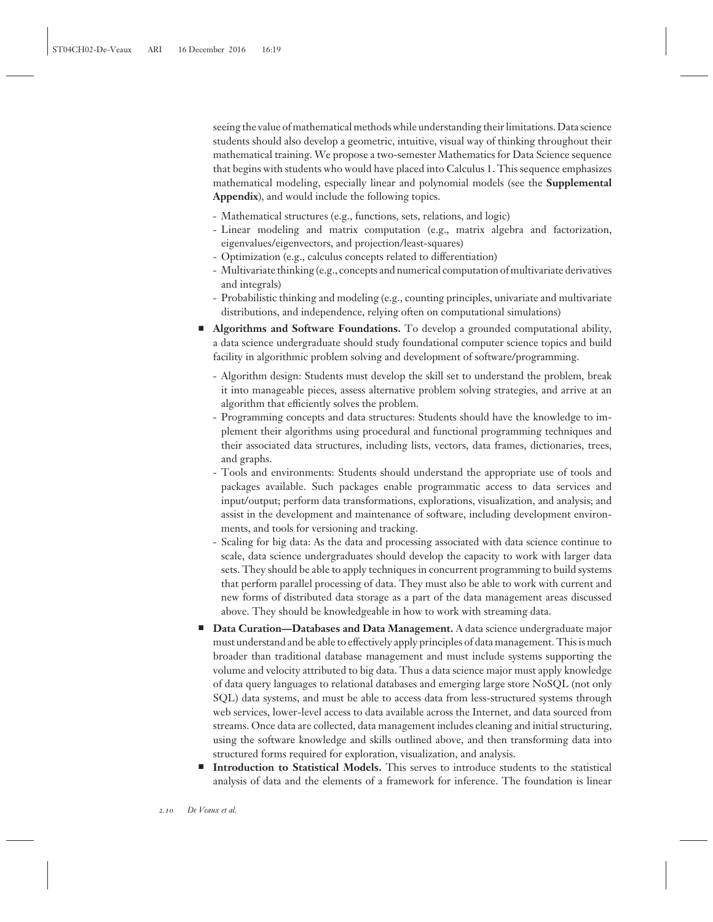seeing the value of mathematical methods while understanding their limitations. Data science students should also develop a geometric, intuitive, visual way of thinking throughout their mathematical training. We propose a two-semester Mathematics for Data Science sequence that begins with students who would have placed into Calculus 1. This sequence emphasizes mathematical modeling, especially linear and polynomial models (see the **Supplemental Appendix**), and would include the following topics.

- Mathematical structures (e.g., functions, sets, relations, and logic)
- Linear modeling and matrix computation (e.g., matrix algebra and factorization, eigenvalues/eigenvectors, and projection/least-squares)
- Optimization (e.g., calculus concepts related to differentiation)
- Multivariate thinking (e.g., concepts and numerical computation of multivariate derivatives and integrals)
- Probabilistic thinking and modeling (e.g., counting principles, univariate and multivariate distributions, and independence, relying often on computational simulations)

- **Algorithms and Software Foundations.** To develop a grounded computational ability, a data science undergraduate should study foundational computer science topics and build facility in algorithmic problem solving and development of software/programming.
  - Algorithm design: Students must develop the skill set to understand the problem, break it into manageable pieces, assess alternative problem solving strategies, and arrive at an algorithm that efficiently solves the problem.
  - Programming concepts and data structures: Students should have the knowledge to implement their algorithms using procedural and functional programming techniques and their associated data structures, including lists, vectors, data frames, dictionaries, trees, and graphs.
  - Tools and environments: Students should understand the appropriate use of tools and packages available. Such packages enable programmatic access to data services and input/output; perform data transformations, explorations, visualization, and analysis; and assist in the development and maintenance of software, including development environments, and tools for versioning and tracking.
  - Scaling for big data: As the data and processing associated with data science continue to scale, data science undergraduates should develop the capacity to work with larger data sets. They should be able to apply techniques in concurrent programming to build systems that perform parallel processing of data. They must also be able to work with current and new forms of distributed data storage as a part of the data management areas discussed above. They should be knowledgeable in how to work with streaming data.
- **Data Curation—Databases and Data Management.** A data science undergraduate major must understand and be able to effectively apply principles of data management. This is much broader than traditional database management and must include systems supporting the volume and velocity attributed to big data. Thus a data science major must apply knowledge of data query languages to relational databases and emerging large store NoSQL (not only SQL) data systems, and must be able to access data from less-structured systems through web services, lower-level access to data available across the Internet, and data sourced from streams. Once data are collected, data management includes cleaning and initial structuring, using the software knowledge and skills outlined above, and then transforming data into structured forms required for exploration, visualization, and analysis.
- **Introduction to Statistical Models.** This serves to introduce students to the statistical analysis of data and the elements of a framework for inference. The foundation is linear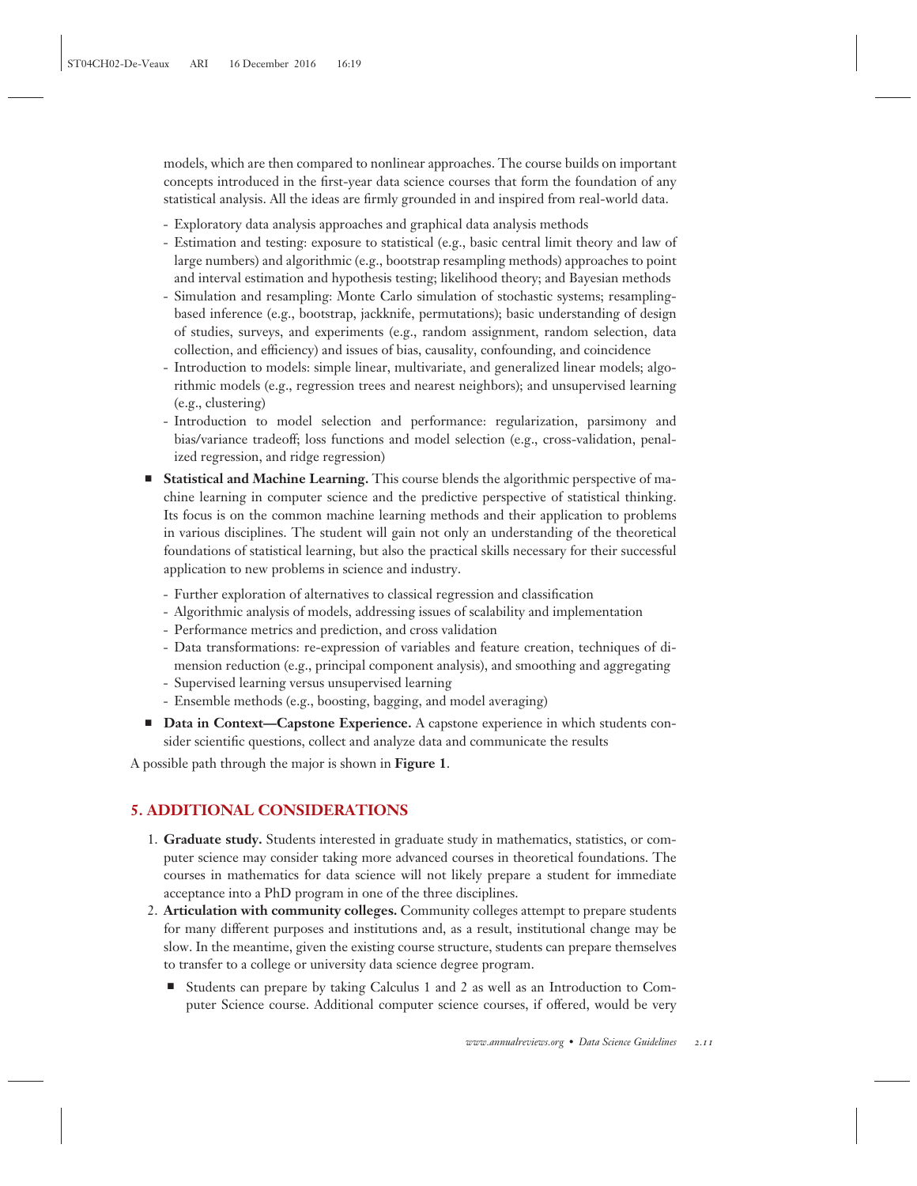models, which are then compared to nonlinear approaches. The course builds on important concepts introduced in the first-year data science courses that form the foundation of any statistical analysis. All the ideas are firmly grounded in and inspired from real-world data.

  - Exploratory data analysis approaches and graphical data analysis methods
  - Estimation and testing: exposure to statistical (e.g., basic central limit theory and law of large numbers) and algorithmic (e.g., bootstrap resampling methods) approaches to point and interval estimation and hypothesis testing; likelihood theory; and Bayesian methods
  - Simulation and resampling: Monte Carlo simulation of stochastic systems; resampling-based inference (e.g., bootstrap, jackknife, permutations); basic understanding of design of studies, surveys, and experiments (e.g., random assignment, random selection, data collection, and efficiency) and issues of bias, causality, confounding, and coincidence
  - Introduction to models: simple linear, multivariate, and generalized linear models; algorithmic models (e.g., regression trees and nearest neighbors); and unsupervised learning (e.g., clustering)
  - Introduction to model selection and performance: regularization, parsimony and bias/variance tradeoff; loss functions and model selection (e.g., cross-validation, penalized regression, and ridge regression)

- **Statistical and Machine Learning.** This course blends the algorithmic perspective of machine learning in computer science and the predictive perspective of statistical thinking. Its focus is on the common machine learning methods and their application to problems in various disciplines. The student will gain not only an understanding of the theoretical foundations of statistical learning, but also the practical skills necessary for their successful application to new problems in science and industry.
  - Further exploration of alternatives to classical regression and classification
  - Algorithmic analysis of models, addressing issues of scalability and implementation
  - Performance metrics and prediction, and cross validation
  - Data transformations: re-expression of variables and feature creation, techniques of dimension reduction (e.g., principal component analysis), and smoothing and aggregating
  - Supervised learning versus unsupervised learning
  - Ensemble methods (e.g., boosting, bagging, and model averaging)
- **Data in Context—Capstone Experience.** A capstone experience in which students consider scientific questions, collect and analyze data and communicate the results

A possible path through the major is shown in **Figure 1**.

## 5. ADDITIONAL CONSIDERATIONS

1. **Graduate study.** Students interested in graduate study in mathematics, statistics, or computer science may consider taking more advanced courses in theoretical foundations. The courses in mathematics for data science will not likely prepare a student for immediate acceptance into a PhD program in one of the three disciplines.
2. **Articulation with community colleges.** Community colleges attempt to prepare students for many different purposes and institutions and, as a result, institutional change may be slow. In the meantime, given the existing course structure, students can prepare themselves to transfer to a college or university data science degree program.
   - Students can prepare by taking Calculus 1 and 2 as well as an Introduction to Computer Science course. Additional computer science courses, if offered, would be very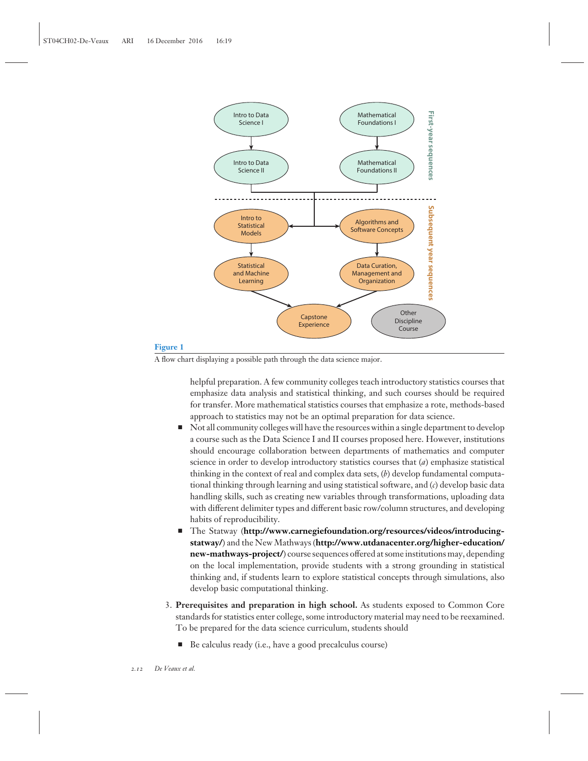**Figure 1**

A flow chart displaying a possible path through the data science major.

helpful preparation. A few community colleges teach introductory statistics courses that emphasize data analysis and statistical thinking, and such courses should be required for transfer. More mathematical statistics courses that emphasize a rote, methods-based approach to statistics may not be an optimal preparation for data science.

- Not all community colleges will have the resources within a single department to develop a course such as the Data Science I and II courses proposed here. However, institutions should encourage collaboration between departments of mathematics and computer science in order to develop introductory statistics courses that (*a*) emphasize statistical thinking in the context of real and complex data sets, (*b*) develop fundamental computational thinking through learning and using statistical software, and (*c*) develop basic data handling skills, such as creating new variables through transformations, uploading data with different delimiter types and different basic row/column structures, and developing habits of reproducibility.
- The Statway (**http://www.carnegiefoundation.org/resources/videos/introducing-statway/**) and the New Mathways (**http://www.utdanacenter.org/higher-education/new-mathways-project/**) course sequences offered at some institutions may, depending on the local implementation, provide students with a strong grounding in statistical thinking and, if students learn to explore statistical concepts through simulations, also develop basic computational thinking.

3. **Prerequisites and preparation in high school.** As students exposed to Common Core standards for statistics enter college, some introductory material may need to be reexamined. To be prepared for the data science curriculum, students should

   - Be calculus ready (i.e., have a good precalculus course)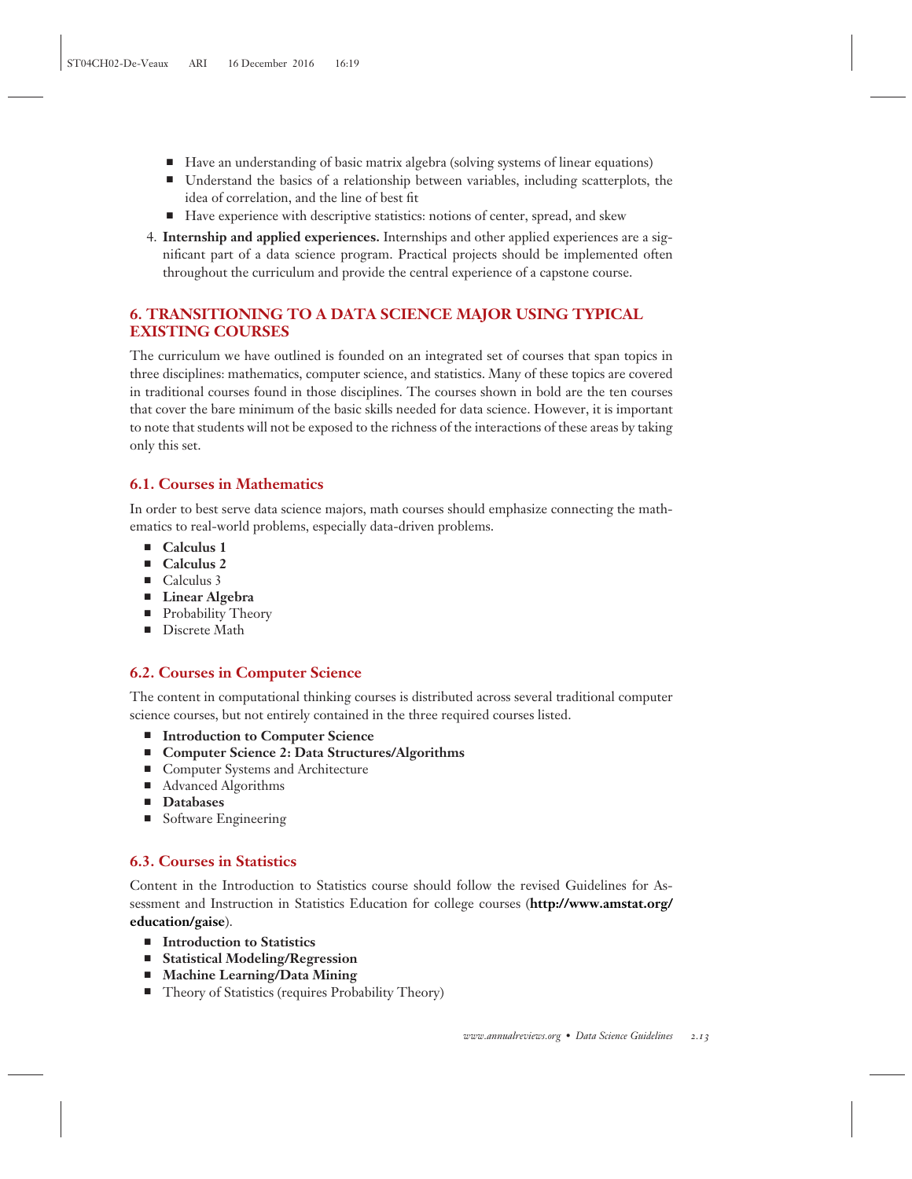- Have an understanding of basic matrix algebra (solving systems of linear equations)
- Understand the basics of a relationship between variables, including scatterplots, the idea of correlation, and the line of best fit
- Have experience with descriptive statistics: notions of center, spread, and skew

4. **Internship and applied experiences.** Internships and other applied experiences are a significant part of a data science program. Practical projects should be implemented often throughout the curriculum and provide the central experience of a capstone course.

## 6. TRANSITIONING TO A DATA SCIENCE MAJOR USING TYPICAL EXISTING COURSES

The curriculum we have outlined is founded on an integrated set of courses that span topics in three disciplines: mathematics, computer science, and statistics. Many of these topics are covered in traditional courses found in those disciplines. The courses shown in bold are the ten courses that cover the bare minimum of the basic skills needed for data science. However, it is important to note that students will not be exposed to the richness of the interactions of these areas by taking only this set.

### 6.1. Courses in Mathematics

In order to best serve data science majors, math courses should emphasize connecting the mathematics to real-world problems, especially data-driven problems.

- **Calculus 1**
- **Calculus 2**
- Calculus 3
- **Linear Algebra**
- Probability Theory
- Discrete Math

### 6.2. Courses in Computer Science

The content in computational thinking courses is distributed across several traditional computer science courses, but not entirely contained in the three required courses listed.

- **Introduction to Computer Science**
- **Computer Science 2: Data Structures/Algorithms**
- Computer Systems and Architecture
- Advanced Algorithms
- **Databases**
- Software Engineering

### 6.3. Courses in Statistics

Content in the Introduction to Statistics course should follow the revised Guidelines for Assessment and Instruction in Statistics Education for college courses (**http://www.amstat.org/education/gaise**).

- **Introduction to Statistics**
- **Statistical Modeling/Regression**
- **Machine Learning/Data Mining**
- Theory of Statistics (requires Probability Theory)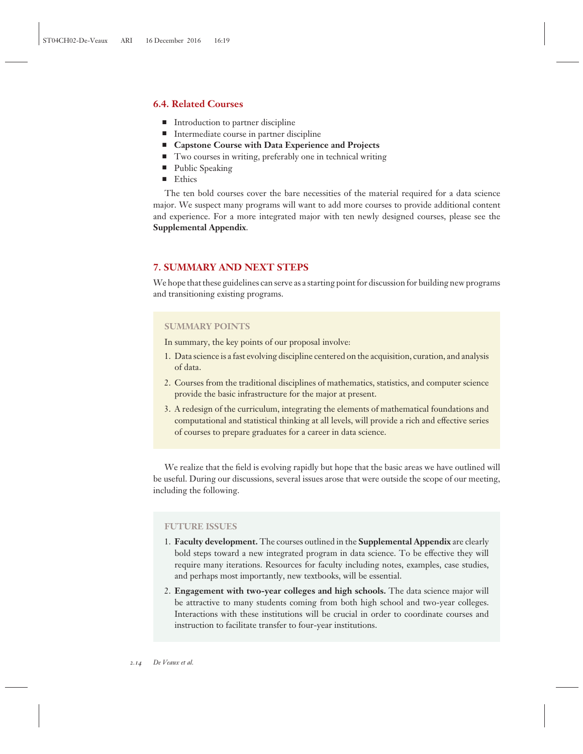### 6.4. Related Courses

- Introduction to partner discipline
- Intermediate course in partner discipline
- **Capstone Course with Data Experience and Projects**
- Two courses in writing, preferably one in technical writing
- Public Speaking
- Ethics

The ten bold courses cover the bare necessities of the material required for a data science major. We suspect many programs will want to add more courses to provide additional content and experience. For a more integrated major with ten newly designed courses, please see the **Supplemental Appendix**.

## 7. SUMMARY AND NEXT STEPS

We hope that these guidelines can serve as a starting point for discussion for building new programs and transitioning existing programs.

#### SUMMARY POINTS

In summary, the key points of our proposal involve:

1. Data science is a fast evolving discipline centered on the acquisition, curation, and analysis of data.
2. Courses from the traditional disciplines of mathematics, statistics, and computer science provide the basic infrastructure for the major at present.
3. A redesign of the curriculum, integrating the elements of mathematical foundations and computational and statistical thinking at all levels, will provide a rich and effective series of courses to prepare graduates for a career in data science.

We realize that the field is evolving rapidly but hope that the basic areas we have outlined will be useful. During our discussions, several issues arose that were outside the scope of our meeting, including the following.

#### FUTURE ISSUES

1. **Faculty development.** The courses outlined in the **Supplemental Appendix** are clearly bold steps toward a new integrated program in data science. To be effective they will require many iterations. Resources for faculty including notes, examples, case studies, and perhaps most importantly, new textbooks, will be essential.
2. **Engagement with two-year colleges and high schools.** The data science major will be attractive to many students coming from both high school and two-year colleges. Interactions with these institutions will be crucial in order to coordinate courses and instruction to facilitate transfer to four-year institutions.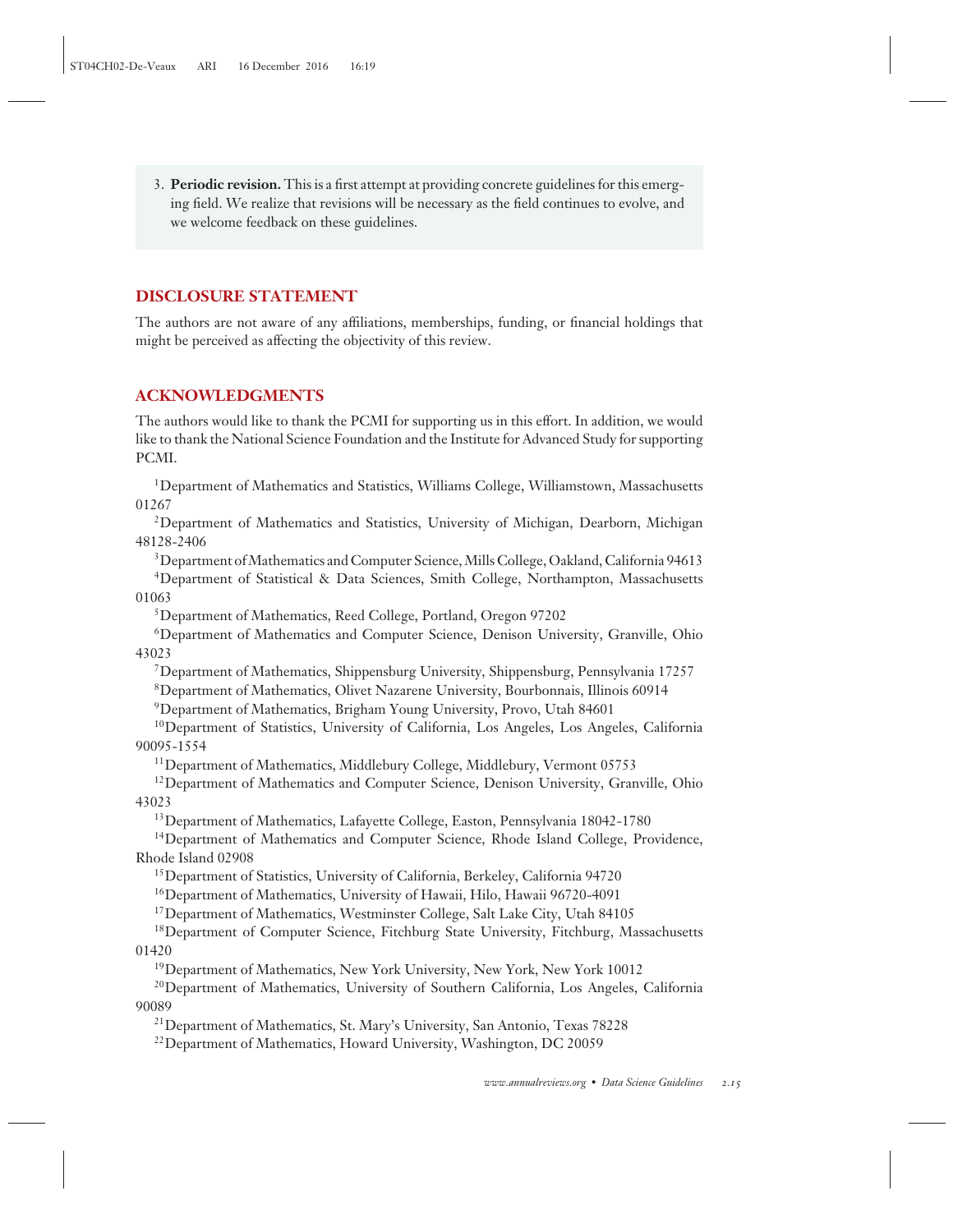3. **Periodic revision.** This is a first attempt at providing concrete guidelines for this emerging field. We realize that revisions will be necessary as the field continues to evolve, and we welcome feedback on these guidelines.

## DISCLOSURE STATEMENT

The authors are not aware of any affiliations, memberships, funding, or financial holdings that might be perceived as affecting the objectivity of this review.

## ACKNOWLEDGMENTS

The authors would like to thank the PCMI for supporting us in this effort. In addition, we would like to thank the National Science Foundation and the Institute for Advanced Study for supporting PCMI.

[1]Department of Mathematics and Statistics, Williams College, Williamstown, Massachusetts 01267

[2]Department of Mathematics and Statistics, University of Michigan, Dearborn, Michigan 48128-2406

[3]Department of Mathematics and Computer Science, Mills College, Oakland, California 94613

[4]Department of Statistical & Data Sciences, Smith College, Northampton, Massachusetts 01063

[5]Department of Mathematics, Reed College, Portland, Oregon 97202

[6]Department of Mathematics and Computer Science, Denison University, Granville, Ohio 43023

[7]Department of Mathematics, Shippensburg University, Shippensburg, Pennsylvania 17257

[8]Department of Mathematics, Olivet Nazarene University, Bourbonnais, Illinois 60914

[9]Department of Mathematics, Brigham Young University, Provo, Utah 84601

[10]Department of Statistics, University of California, Los Angeles, Los Angeles, California 90095-1554

[11]Department of Mathematics, Middlebury College, Middlebury, Vermont 05753

[12]Department of Mathematics and Computer Science, Denison University, Granville, Ohio 43023

[13]Department of Mathematics, Lafayette College, Easton, Pennsylvania 18042-1780

[14]Department of Mathematics and Computer Science, Rhode Island College, Providence, Rhode Island 02908

[15]Department of Statistics, University of California, Berkeley, California 94720

[16]Department of Mathematics, University of Hawaii, Hilo, Hawaii 96720-4091

[17]Department of Mathematics, Westminster College, Salt Lake City, Utah 84105

[18]Department of Computer Science, Fitchburg State University, Fitchburg, Massachusetts 01420

[19]Department of Mathematics, New York University, New York, New York 10012

[20]Department of Mathematics, University of Southern California, Los Angeles, California 90089

[21]Department of Mathematics, St. Mary's University, San Antonio, Texas 78228

[22]Department of Mathematics, Howard University, Washington, DC 20059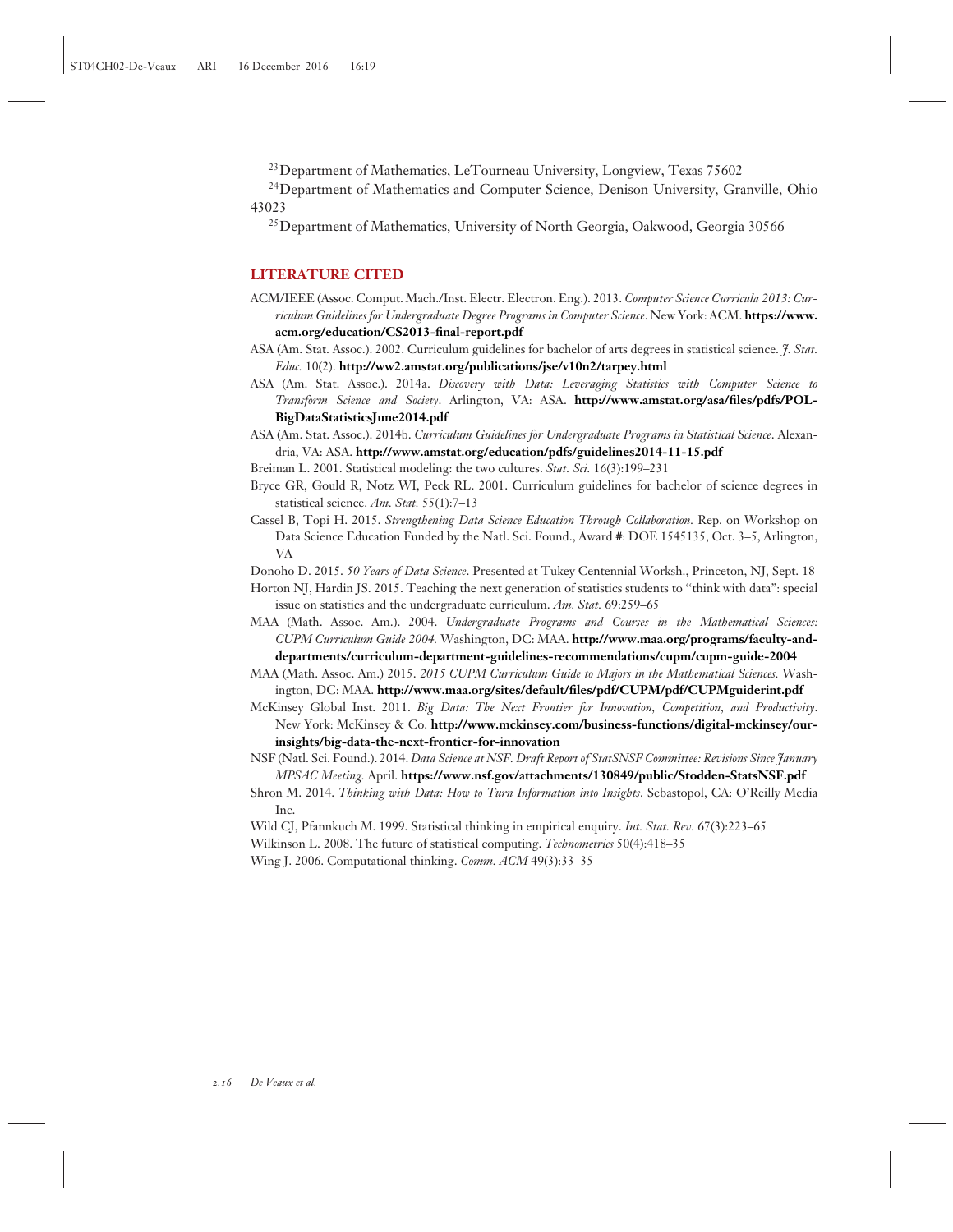[23] Department of Mathematics, LeTourneau University, Longview, Texas 75602

[24] Department of Mathematics and Computer Science, Denison University, Granville, Ohio 43023

[25] Department of Mathematics, University of North Georgia, Oakwood, Georgia 30566

## LITERATURE CITED

ACM/IEEE (Assoc. Comput. Mach./Inst. Electr. Electron. Eng.). 2013. *Computer Science Curricula 2013: Curriculum Guidelines for Undergraduate Degree Programs in Computer Science*. New York: ACM. **https://www.acm.org/education/CS2013-final-report.pdf**

ASA (Am. Stat. Assoc.). 2002. Curriculum guidelines for bachelor of arts degrees in statistical science. *J. Stat. Educ.* 10(2). **http://ww2.amstat.org/publications/jse/v10n2/tarpey.html**

ASA (Am. Stat. Assoc.). 2014a. *Discovery with Data: Leveraging Statistics with Computer Science to Transform Science and Society*. Arlington, VA: ASA. **http://www.amstat.org/asa/files/pdfs/POL-BigDataStatisticsJune2014.pdf**

ASA (Am. Stat. Assoc.). 2014b. *Curriculum Guidelines for Undergraduate Programs in Statistical Science*. Alexandria, VA: ASA. **http://www.amstat.org/education/pdfs/guidelines2014-11-15.pdf**

Breiman L. 2001. Statistical modeling: the two cultures. *Stat. Sci.* 16(3):199–231

Bryce GR, Gould R, Notz WI, Peck RL. 2001. Curriculum guidelines for bachelor of science degrees in statistical science. *Am. Stat.* 55(1):7–13

Cassel B, Topi H. 2015. *Strengthening Data Science Education Through Collaboration*. Rep. on Workshop on Data Science Education Funded by the Natl. Sci. Found., Award #: DOE 1545135, Oct. 3–5, Arlington, VA

Donoho D. 2015. *50 Years of Data Science*. Presented at Tukey Centennial Worksh., Princeton, NJ, Sept. 18

Horton NJ, Hardin JS. 2015. Teaching the next generation of statistics students to "think with data": special issue on statistics and the undergraduate curriculum. *Am. Stat.* 69:259–65

MAA (Math. Assoc. Am.). 2004. *Undergraduate Programs and Courses in the Mathematical Sciences: CUPM Curriculum Guide 2004.* Washington, DC: MAA. **http://www.maa.org/programs/faculty-and-departments/curriculum-department-guidelines-recommendations/cupm/cupm-guide-2004**

MAA (Math. Assoc. Am.) 2015. *2015 CUPM Curriculum Guide to Majors in the Mathematical Sciences.* Washington, DC: MAA. **http://www.maa.org/sites/default/files/pdf/CUPM/pdf/CUPMguiderint.pdf**

McKinsey Global Inst. 2011. *Big Data: The Next Frontier for Innovation, Competition, and Productivity*. New York: McKinsey & Co. **http://www.mckinsey.com/business-functions/digital-mckinsey/our-insights/big-data-the-next-frontier-for-innovation**

NSF (Natl. Sci. Found.). 2014. *Data Science at NSF. Draft Report of StatSNSF Committee: Revisions Since January MPSAC Meeting.* April. **https://www.nsf.gov/attachments/130849/public/Stodden-StatsNSF.pdf**

Shron M. 2014. *Thinking with Data: How to Turn Information into Insights*. Sebastopol, CA: O'Reilly Media Inc.

Wild CJ, Pfannkuch M. 1999. Statistical thinking in empirical enquiry. *Int. Stat. Rev.* 67(3):223–65

Wilkinson L. 2008. The future of statistical computing. *Technometrics* 50(4):418–35

Wing J. 2006. Computational thinking. *Comm. ACM* 49(3):33–35